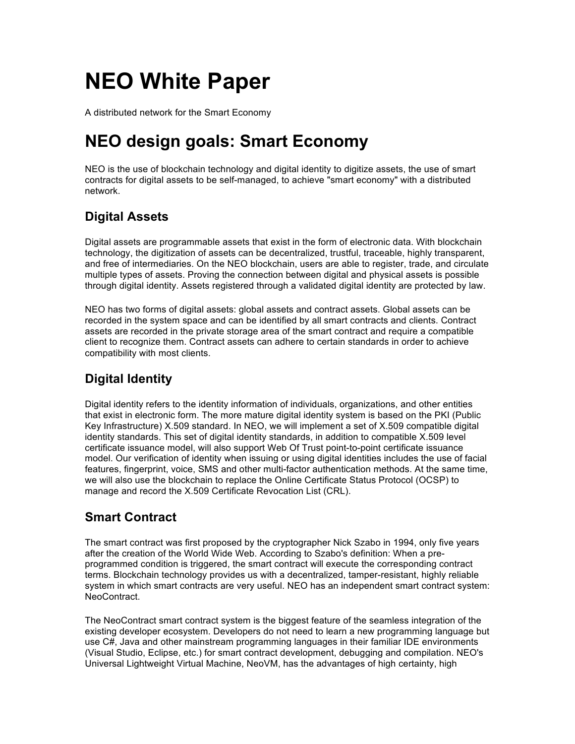# NEO White Paper

A distributed network for the Smart Economy

# NEO design goals: Smart Economy

NEO is the use of blockchain technology and digital identity to digitize assets, the use of smart contracts for digital assets to be self-managed, to achieve "smart economy" with a distributed network.

## Digital Assets

Digital assets are programmable assets that exist in the form of electronic data. With blockchain technology, the digitization of assets can be decentralized, trustful, traceable, highly transparent, and free of intermediaries. On the NEO blockchain, users are able to register, trade, and circulate multiple types of assets. Proving the connection between digital and physical assets is possible through digital identity. Assets registered through a validated digital identity are protected by law.

NEO has two forms of digital assets: global assets and contract assets. Global assets can be recorded in the system space and can be identified by all smart contracts and clients. Contract assets are recorded in the private storage area of the smart contract and require a compatible client to recognize them. Contract assets can adhere to certain standards in order to achieve compatibility with most clients.

## Digital Identity

Digital identity refers to the identity information of individuals, organizations, and other entities that exist in electronic form. The more mature digital identity system is based on the PKI (Public Key Infrastructure) X.509 standard. In NEO, we will implement a set of X.509 compatible digital identity standards. This set of digital identity standards, in addition to compatible X.509 level certificate issuance model, will also support Web Of Trust point-to-point certificate issuance model. Our verification of identity when issuing or using digital identities includes the use of facial features, fingerprint, voice, SMS and other multi-factor authentication methods. At the same time, we will also use the blockchain to replace the Online Certificate Status Protocol (OCSP) to manage and record the X.509 Certificate Revocation List (CRL).

## Smart Contract

The smart contract was first proposed by the cryptographer Nick Szabo in 1994, only five years after the creation of the World Wide Web. According to Szabo's definition: When a pre-programmed condition is triggered, the smart contract will execute the corresponding contract terms. Blockchain technology provides us with a decentralized, tamper-resistant, highly reliable system in which smart contracts are very useful. NEO has an independent smart contract system: NeoContract.

The NeoContract smart contract system is the biggest feature of the seamless integration of the existing developer ecosystem. Developers do not need to learn a new programming language but use C#, Java and other mainstream programming languages in their familiar IDE environments (Visual Studio, Eclipse, etc.) for smart contract development, debugging and compilation. NEO's Universal Lightweight Virtual Machine, NeoVM, has the advantages of high certainty, high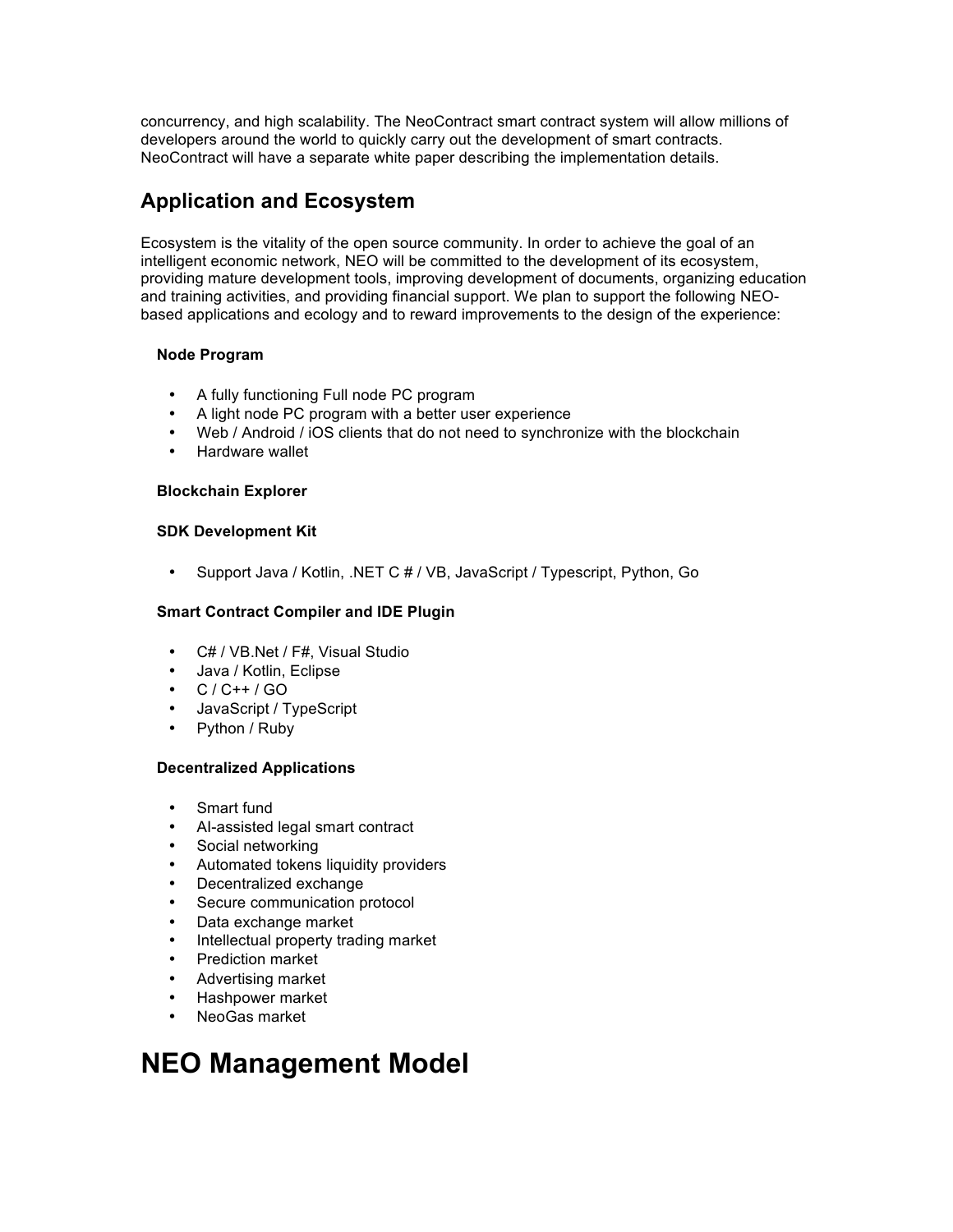concurrency, and high scalability. The NeoContract smart contract system will allow millions of developers around the world to quickly carry out the development of smart contracts. NeoContract will have a separate white paper describing the implementation details.

## Application and Ecosystem

Ecosystem is the vitality of the open source community. In order to achieve the goal of an intelligent economic network, NEO will be committed to the development of its ecosystem, providing mature development tools, improving development of documents, organizing education and training activities, and providing financial support. We plan to support the following NEO-based applications and ecology and to reward improvements to the design of the experience:

**Node Program**

- A fully functioning Full node PC program
- A light node PC program with a better user experience
- Web / Android / iOS clients that do not need to synchronize with the blockchain
- Hardware wallet

**Blockchain Explorer**

**SDK Development Kit**

- Support Java / Kotlin, .NET C # / VB, JavaScript / Typescript, Python, Go

**Smart Contract Compiler and IDE Plugin**

- C# / VB.Net / F#, Visual Studio
- Java / Kotlin, Eclipse
- C / C++ / GO
- JavaScript / TypeScript
- Python / Ruby

**Decentralized Applications**

- Smart fund
- AI-assisted legal smart contract
- Social networking
- Automated tokens liquidity providers
- Decentralized exchange
- Secure communication protocol
- Data exchange market
- Intellectual property trading market
- Prediction market
- Advertising market
- Hashpower market
- NeoGas market

# NEO Management Model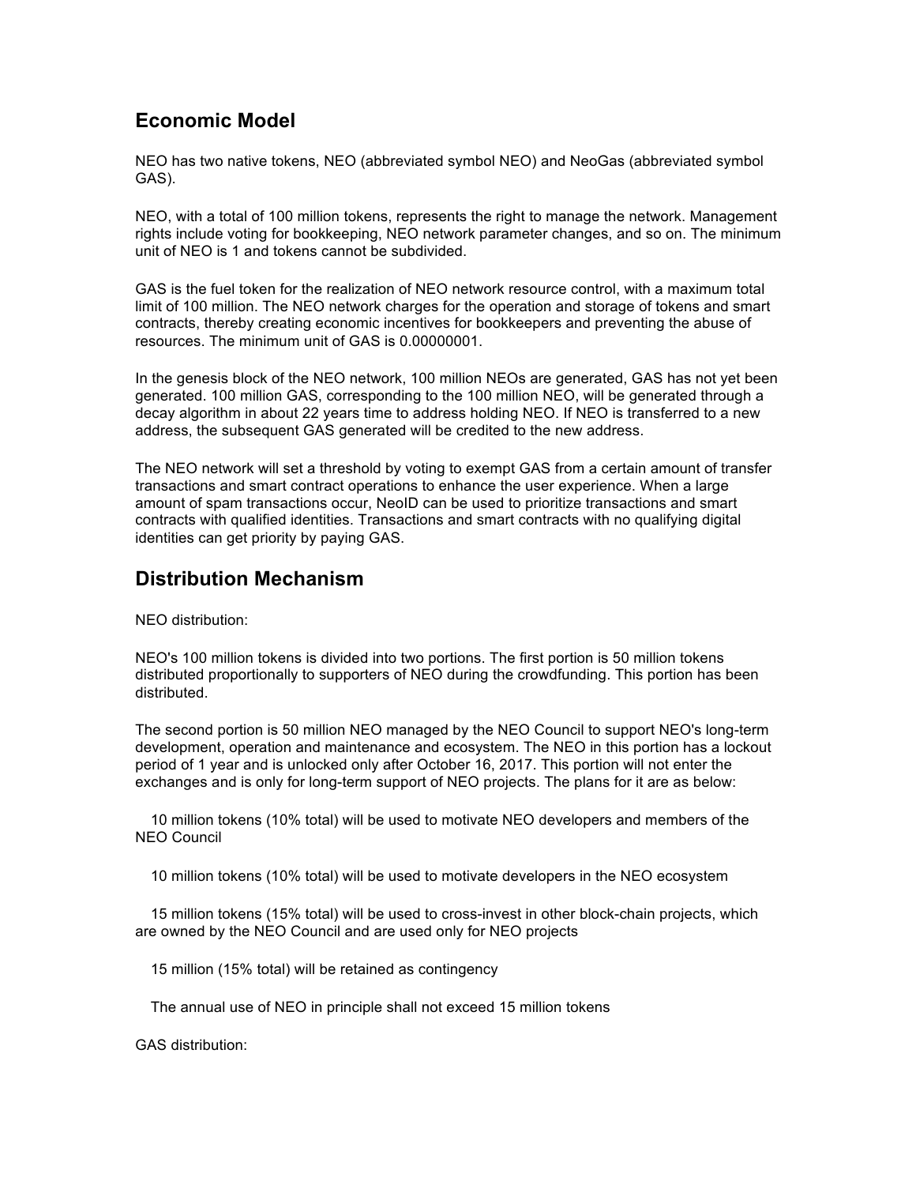## Economic Model

NEO has two native tokens, NEO (abbreviated symbol NEO) and NeoGas (abbreviated symbol GAS).

NEO, with a total of 100 million tokens, represents the right to manage the network. Management rights include voting for bookkeeping, NEO network parameter changes, and so on. The minimum unit of NEO is 1 and tokens cannot be subdivided.

GAS is the fuel token for the realization of NEO network resource control, with a maximum total limit of 100 million. The NEO network charges for the operation and storage of tokens and smart contracts, thereby creating economic incentives for bookkeepers and preventing the abuse of resources. The minimum unit of GAS is 0.00000001.

In the genesis block of the NEO network, 100 million NEOs are generated, GAS has not yet been generated. 100 million GAS, corresponding to the 100 million NEO, will be generated through a decay algorithm in about 22 years time to address holding NEO. If NEO is transferred to a new address, the subsequent GAS generated will be credited to the new address.

The NEO network will set a threshold by voting to exempt GAS from a certain amount of transfer transactions and smart contract operations to enhance the user experience. When a large amount of spam transactions occur, NeoID can be used to prioritize transactions and smart contracts with qualified identities. Transactions and smart contracts with no qualifying digital identities can get priority by paying GAS.

## Distribution Mechanism

NEO distribution:

NEO's 100 million tokens is divided into two portions. The first portion is 50 million tokens distributed proportionally to supporters of NEO during the crowdfunding. This portion has been distributed.

The second portion is 50 million NEO managed by the NEO Council to support NEO's long-term development, operation and maintenance and ecosystem. The NEO in this portion has a lockout period of 1 year and is unlocked only after October 16, 2017. This portion will not enter the exchanges and is only for long-term support of NEO projects. The plans for it are as below:

10 million tokens (10% total) will be used to motivate NEO developers and members of the NEO Council

10 million tokens (10% total) will be used to motivate developers in the NEO ecosystem

15 million tokens (15% total) will be used to cross-invest in other block-chain projects, which are owned by the NEO Council and are used only for NEO projects

15 million (15% total) will be retained as contingency

The annual use of NEO in principle shall not exceed 15 million tokens

GAS distribution: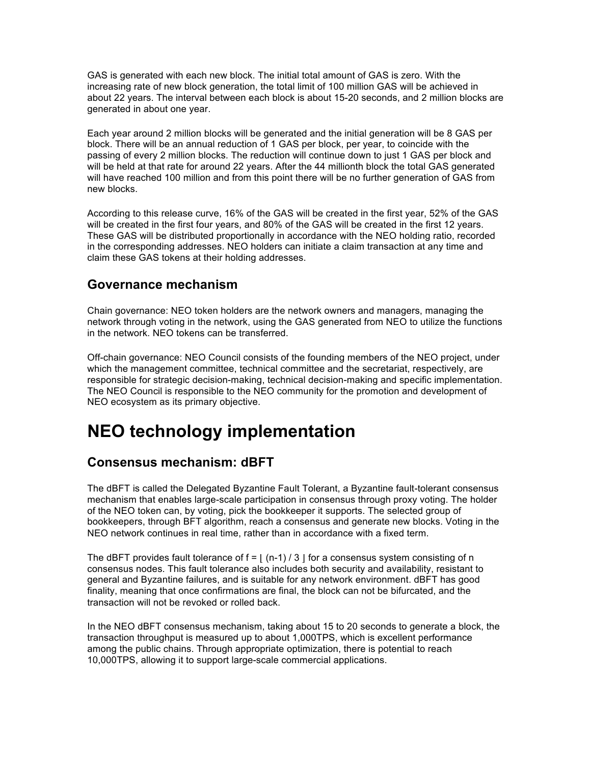GAS is generated with each new block. The initial total amount of GAS is zero. With the increasing rate of new block generation, the total limit of 100 million GAS will be achieved in about 22 years. The interval between each block is about 15-20 seconds, and 2 million blocks are generated in about one year.

Each year around 2 million blocks will be generated and the initial generation will be 8 GAS per block. There will be an annual reduction of 1 GAS per block, per year, to coincide with the passing of every 2 million blocks. The reduction will continue down to just 1 GAS per block and will be held at that rate for around 22 years. After the 44 millionth block the total GAS generated will have reached 100 million and from this point there will be no further generation of GAS from new blocks.

According to this release curve, 16% of the GAS will be created in the first year, 52% of the GAS will be created in the first four years, and 80% of the GAS will be created in the first 12 years. These GAS will be distributed proportionally in accordance with the NEO holding ratio, recorded in the corresponding addresses. NEO holders can initiate a claim transaction at any time and claim these GAS tokens at their holding addresses.

## Governance mechanism

Chain governance: NEO token holders are the network owners and managers, managing the network through voting in the network, using the GAS generated from NEO to utilize the functions in the network. NEO tokens can be transferred.

Off-chain governance: NEO Council consists of the founding members of the NEO project, under which the management committee, technical committee and the secretariat, respectively, are responsible for strategic decision-making, technical decision-making and specific implementation. The NEO Council is responsible to the NEO community for the promotion and development of NEO ecosystem as its primary objective.

# NEO technology implementation

## Consensus mechanism: dBFT

The dBFT is called the Delegated Byzantine Fault Tolerant, a Byzantine fault-tolerant consensus mechanism that enables large-scale participation in consensus through proxy voting. The holder of the NEO token can, by voting, pick the bookkeeper it supports. The selected group of bookkeepers, through BFT algorithm, reach a consensus and generate new blocks. Voting in the NEO network continues in real time, rather than in accordance with a fixed term.

The dBFT provides fault tolerance of $f = \lfloor (n-1) / 3 \rfloor$ for a consensus system consisting of n consensus nodes. This fault tolerance also includes both security and availability, resistant to general and Byzantine failures, and is suitable for any network environment. dBFT has good finality, meaning that once confirmations are final, the block can not be bifurcated, and the transaction will not be revoked or rolled back.

In the NEO dBFT consensus mechanism, taking about 15 to 20 seconds to generate a block, the transaction throughput is measured up to about 1,000TPS, which is excellent performance among the public chains. Through appropriate optimization, there is potential to reach 10,000TPS, allowing it to support large-scale commercial applications.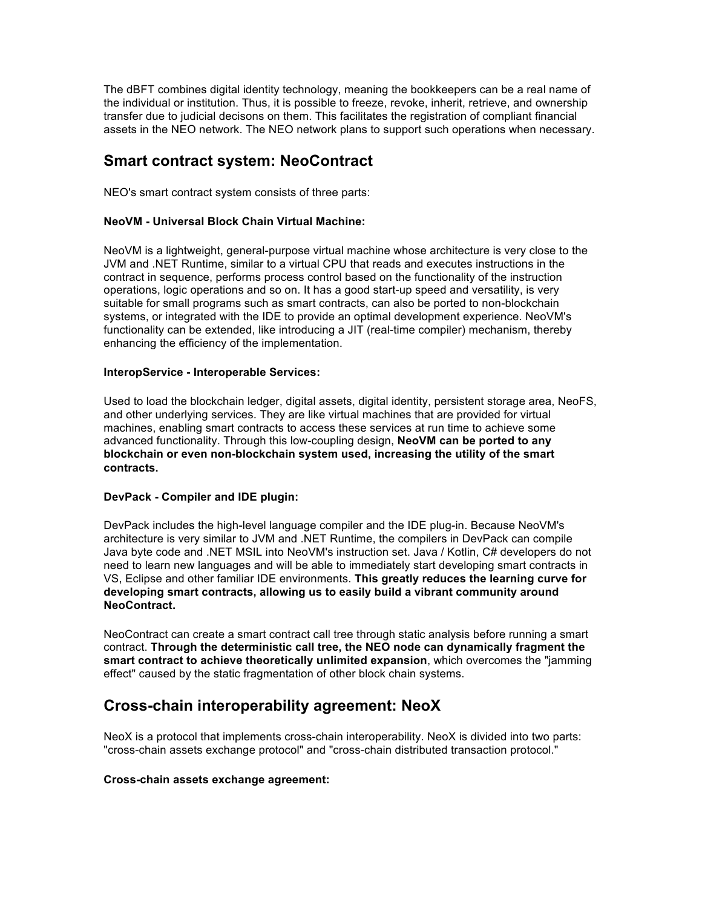The dBFT combines digital identity technology, meaning the bookkeepers can be a real name of the individual or institution. Thus, it is possible to freeze, revoke, inherit, retrieve, and ownership transfer due to judicial decisons on them. This facilitates the registration of compliant financial assets in the NEO network. The NEO network plans to support such operations when necessary.

## Smart contract system: NeoContract

NEO's smart contract system consists of three parts:

**NeoVM - Universal Block Chain Virtual Machine:**

NeoVM is a lightweight, general-purpose virtual machine whose architecture is very close to the JVM and .NET Runtime, similar to a virtual CPU that reads and executes instructions in the contract in sequence, performs process control based on the functionality of the instruction operations, logic operations and so on. It has a good start-up speed and versatility, is very suitable for small programs such as smart contracts, can also be ported to non-blockchain systems, or integrated with the IDE to provide an optimal development experience. NeoVM's functionality can be extended, like introducing a JIT (real-time compiler) mechanism, thereby enhancing the efficiency of the implementation.

**InteropService - Interoperable Services:**

Used to load the blockchain ledger, digital assets, digital identity, persistent storage area, NeoFS, and other underlying services. They are like virtual machines that are provided for virtual machines, enabling smart contracts to access these services at run time to achieve some advanced functionality. Through this low-coupling design, **NeoVM can be ported to any blockchain or even non-blockchain system used, increasing the utility of the smart contracts.**

**DevPack - Compiler and IDE plugin:**

DevPack includes the high-level language compiler and the IDE plug-in. Because NeoVM's architecture is very similar to JVM and .NET Runtime, the compilers in DevPack can compile Java byte code and .NET MSIL into NeoVM's instruction set. Java / Kotlin, C# developers do not need to learn new languages and will be able to immediately start developing smart contracts in VS, Eclipse and other familiar IDE environments. **This greatly reduces the learning curve for developing smart contracts, allowing us to easily build a vibrant community around NeoContract.**

NeoContract can create a smart contract call tree through static analysis before running a smart contract. **Through the deterministic call tree, the NEO node can dynamically fragment the smart contract to achieve theoretically unlimited expansion**, which overcomes the "jamming effect" caused by the static fragmentation of other block chain systems.

## Cross-chain interoperability agreement: NeoX

NeoX is a protocol that implements cross-chain interoperability. NeoX is divided into two parts: "cross-chain assets exchange protocol" and "cross-chain distributed transaction protocol."

**Cross-chain assets exchange agreement:**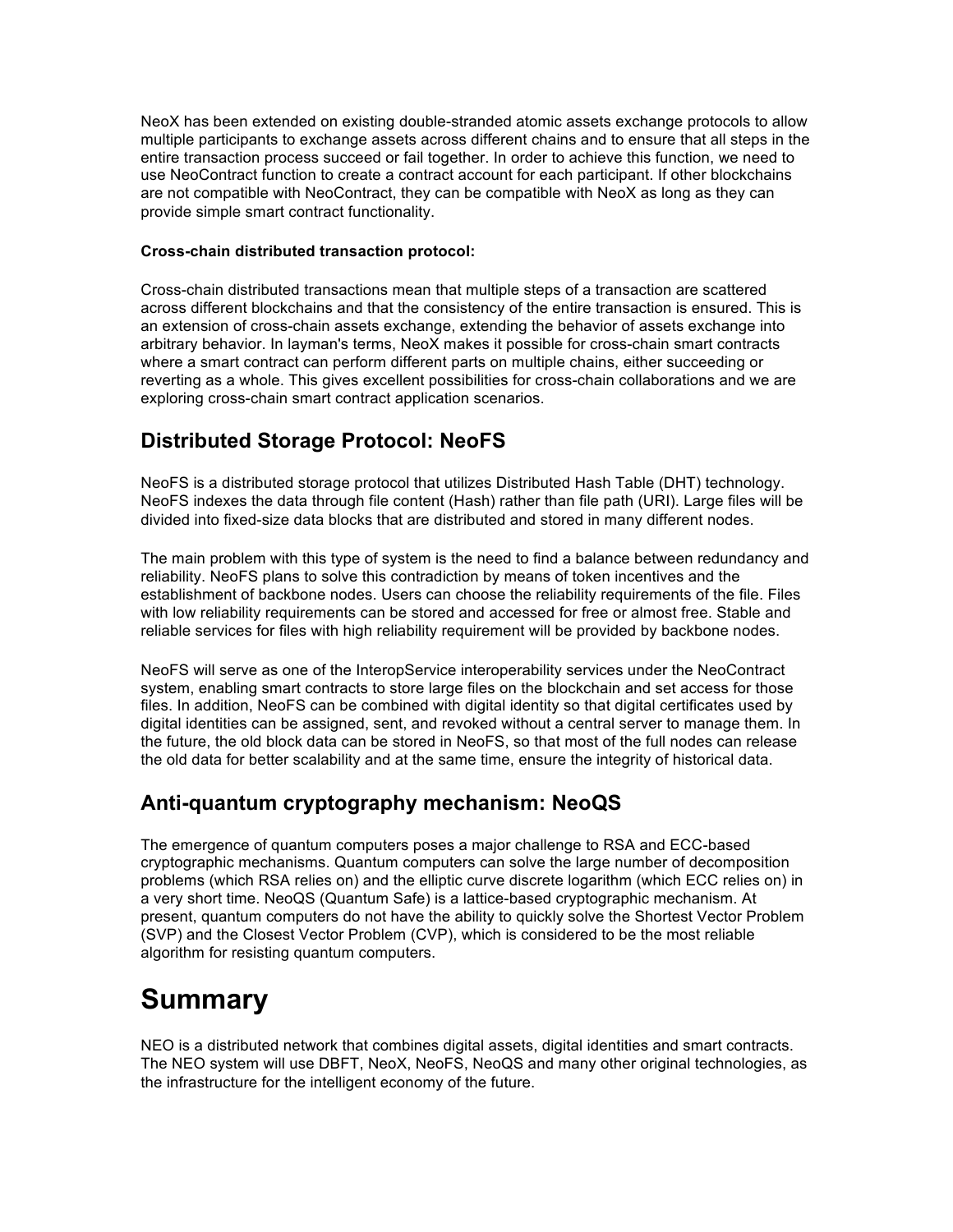NeoX has been extended on existing double-stranded atomic assets exchange protocols to allow multiple participants to exchange assets across different chains and to ensure that all steps in the entire transaction process succeed or fail together. In order to achieve this function, we need to use NeoContract function to create a contract account for each participant. If other blockchains are not compatible with NeoContract, they can be compatible with NeoX as long as they can provide simple smart contract functionality.

**Cross-chain distributed transaction protocol:**

Cross-chain distributed transactions mean that multiple steps of a transaction are scattered across different blockchains and that the consistency of the entire transaction is ensured. This is an extension of cross-chain assets exchange, extending the behavior of assets exchange into arbitrary behavior. In layman's terms, NeoX makes it possible for cross-chain smart contracts where a smart contract can perform different parts on multiple chains, either succeeding or reverting as a whole. This gives excellent possibilities for cross-chain collaborations and we are exploring cross-chain smart contract application scenarios.

## Distributed Storage Protocol: NeoFS

NeoFS is a distributed storage protocol that utilizes Distributed Hash Table (DHT) technology. NeoFS indexes the data through file content (Hash) rather than file path (URI). Large files will be divided into fixed-size data blocks that are distributed and stored in many different nodes.

The main problem with this type of system is the need to find a balance between redundancy and reliability. NeoFS plans to solve this contradiction by means of token incentives and the establishment of backbone nodes. Users can choose the reliability requirements of the file. Files with low reliability requirements can be stored and accessed for free or almost free. Stable and reliable services for files with high reliability requirement will be provided by backbone nodes.

NeoFS will serve as one of the InteropService interoperability services under the NeoContract system, enabling smart contracts to store large files on the blockchain and set access for those files. In addition, NeoFS can be combined with digital identity so that digital certificates used by digital identities can be assigned, sent, and revoked without a central server to manage them. In the future, the old block data can be stored in NeoFS, so that most of the full nodes can release the old data for better scalability and at the same time, ensure the integrity of historical data.

## Anti-quantum cryptography mechanism: NeoQS

The emergence of quantum computers poses a major challenge to RSA and ECC-based cryptographic mechanisms. Quantum computers can solve the large number of decomposition problems (which RSA relies on) and the elliptic curve discrete logarithm (which ECC relies on) in a very short time. NeoQS (Quantum Safe) is a lattice-based cryptographic mechanism. At present, quantum computers do not have the ability to quickly solve the Shortest Vector Problem (SVP) and the Closest Vector Problem (CVP), which is considered to be the most reliable algorithm for resisting quantum computers.

# Summary

NEO is a distributed network that combines digital assets, digital identities and smart contracts. The NEO system will use DBFT, NeoX, NeoFS, NeoQS and many other original technologies, as the infrastructure for the intelligent economy of the future.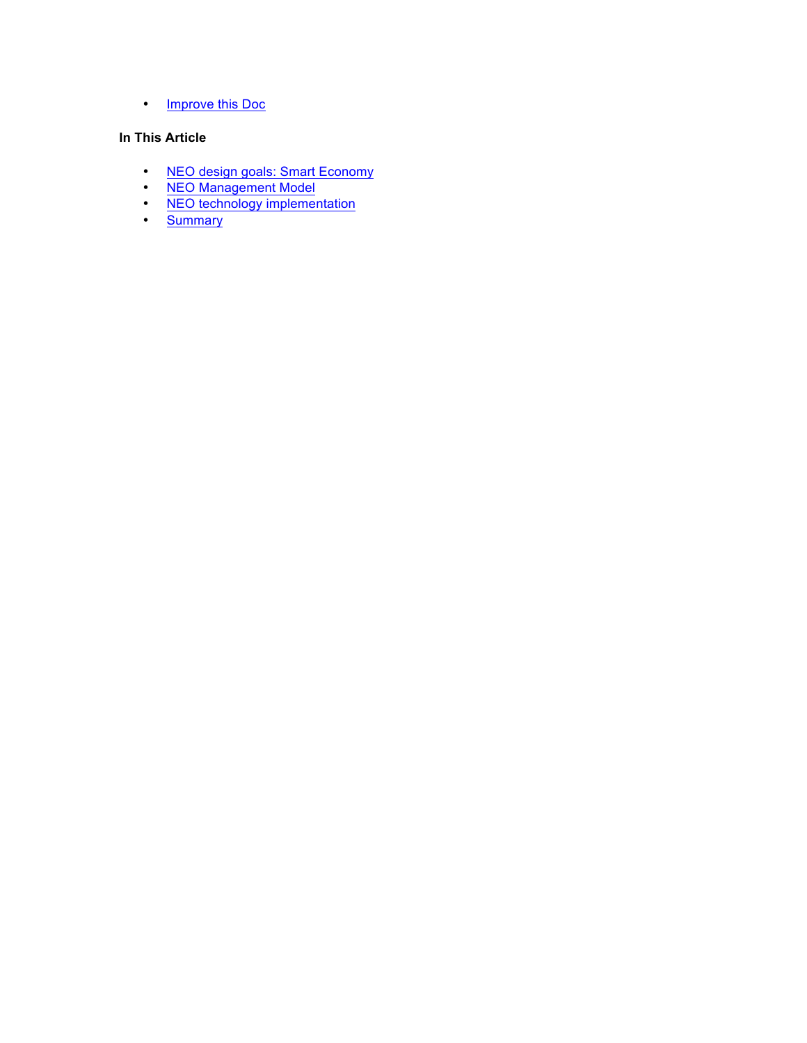- [Improve this Doc]

**In This Article**

- [NEO design goals: Smart Economy]
- [NEO Management Model]
- [NEO technology implementation]
- [Summary]